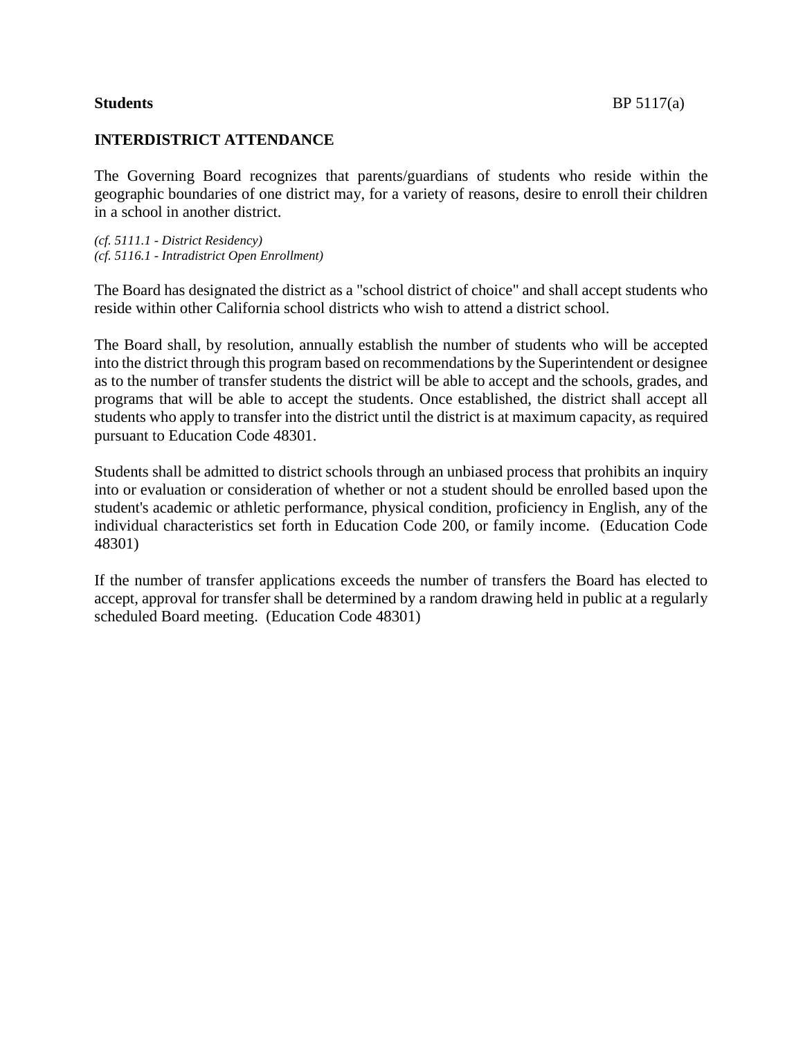**Students** BP 5117(a)

## INTERDISTRICT ATTENDANCE

The Governing Board recognizes that parents/guardians of students who reside within the geographic boundaries of one district may, for a variety of reasons, desire to enroll their children in a school in another district.

*(cf. 5111.1 - District Residency)*
*(cf. 5116.1 - Intradistrict Open Enrollment)*

The Board has designated the district as a "school district of choice" and shall accept students who reside within other California school districts who wish to attend a district school.

The Board shall, by resolution, annually establish the number of students who will be accepted into the district through this program based on recommendations by the Superintendent or designee as to the number of transfer students the district will be able to accept and the schools, grades, and programs that will be able to accept the students. Once established, the district shall accept all students who apply to transfer into the district until the district is at maximum capacity, as required pursuant to Education Code 48301.

Students shall be admitted to district schools through an unbiased process that prohibits an inquiry into or evaluation or consideration of whether or not a student should be enrolled based upon the student's academic or athletic performance, physical condition, proficiency in English, any of the individual characteristics set forth in Education Code 200, or family income. (Education Code 48301)

If the number of transfer applications exceeds the number of transfers the Board has elected to accept, approval for transfer shall be determined by a random drawing held in public at a regularly scheduled Board meeting. (Education Code 48301)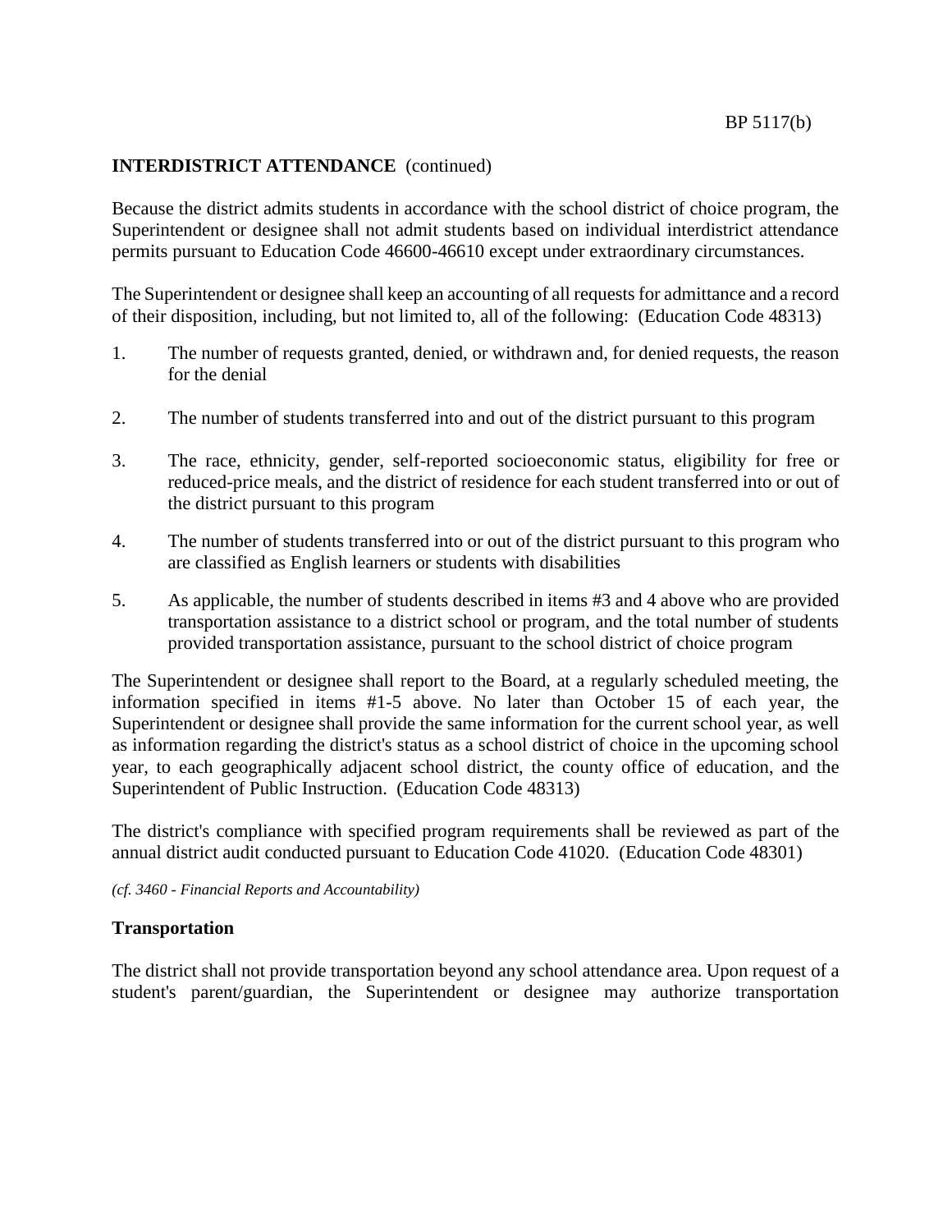**INTERDISTRICT ATTENDANCE** (continued)

Because the district admits students in accordance with the school district of choice program, the Superintendent or designee shall not admit students based on individual interdistrict attendance permits pursuant to Education Code 46600-46610 except under extraordinary circumstances.

The Superintendent or designee shall keep an accounting of all requests for admittance and a record of their disposition, including, but not limited to, all of the following: (Education Code 48313)

1. The number of requests granted, denied, or withdrawn and, for denied requests, the reason for the denial
2. The number of students transferred into and out of the district pursuant to this program
3. The race, ethnicity, gender, self-reported socioeconomic status, eligibility for free or reduced-price meals, and the district of residence for each student transferred into or out of the district pursuant to this program
4. The number of students transferred into or out of the district pursuant to this program who are classified as English learners or students with disabilities
5. As applicable, the number of students described in items #3 and 4 above who are provided transportation assistance to a district school or program, and the total number of students provided transportation assistance, pursuant to the school district of choice program

The Superintendent or designee shall report to the Board, at a regularly scheduled meeting, the information specified in items #1-5 above. No later than October 15 of each year, the Superintendent or designee shall provide the same information for the current school year, as well as information regarding the district's status as a school district of choice in the upcoming school year, to each geographically adjacent school district, the county office of education, and the Superintendent of Public Instruction. (Education Code 48313)

The district's compliance with specified program requirements shall be reviewed as part of the annual district audit conducted pursuant to Education Code 41020. (Education Code 48301)

*(cf. 3460 - Financial Reports and Accountability)*

### Transportation

The district shall not provide transportation beyond any school attendance area. Upon request of a student's parent/guardian, the Superintendent or designee may authorize transportation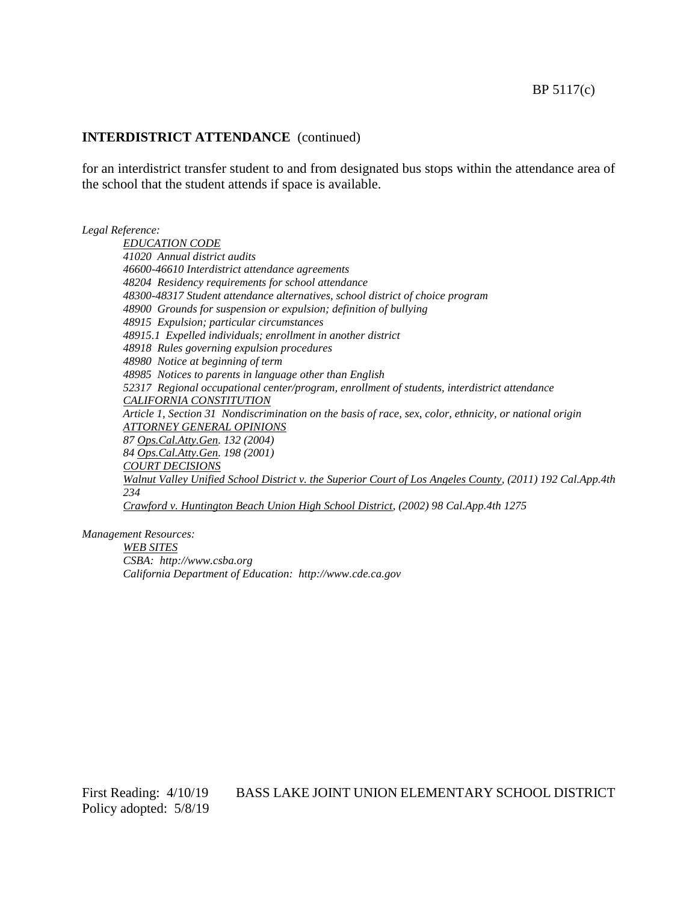## INTERDISTRICT ATTENDANCE (continued)

for an interdistrict transfer student to and from designated bus stops within the attendance area of the school that the student attends if space is available.

*Legal Reference:*

*EDUCATION CODE*
*41020 Annual district audits*
*46600-46610 Interdistrict attendance agreements*
*48204 Residency requirements for school attendance*
*48300-48317 Student attendance alternatives, school district of choice program*
*48900 Grounds for suspension or expulsion; definition of bullying*
*48915 Expulsion; particular circumstances*
*48915.1 Expelled individuals; enrollment in another district*
*48918 Rules governing expulsion procedures*
*48980 Notice at beginning of term*
*48985 Notices to parents in language other than English*
*52317 Regional occupational center/program, enrollment of students, interdistrict attendance*
*CALIFORNIA CONSTITUTION*
*Article 1, Section 31 Nondiscrimination on the basis of race, sex, color, ethnicity, or national origin*
*ATTORNEY GENERAL OPINIONS*
*87 Ops.Cal.Atty.Gen. 132 (2004)*
*84 Ops.Cal.Atty.Gen. 198 (2001)*
*COURT DECISIONS*
*Walnut Valley Unified School District v. the Superior Court of Los Angeles County, (2011) 192 Cal.App.4th 234*
*Crawford v. Huntington Beach Union High School District, (2002) 98 Cal.App.4th 1275*

*Management Resources:*

*WEB SITES*
*CSBA: http://www.csba.org*
*California Department of Education: http://www.cde.ca.gov*

First Reading: 4/10/19
Policy adopted: 5/8/19

BASS LAKE JOINT UNION ELEMENTARY SCHOOL DISTRICT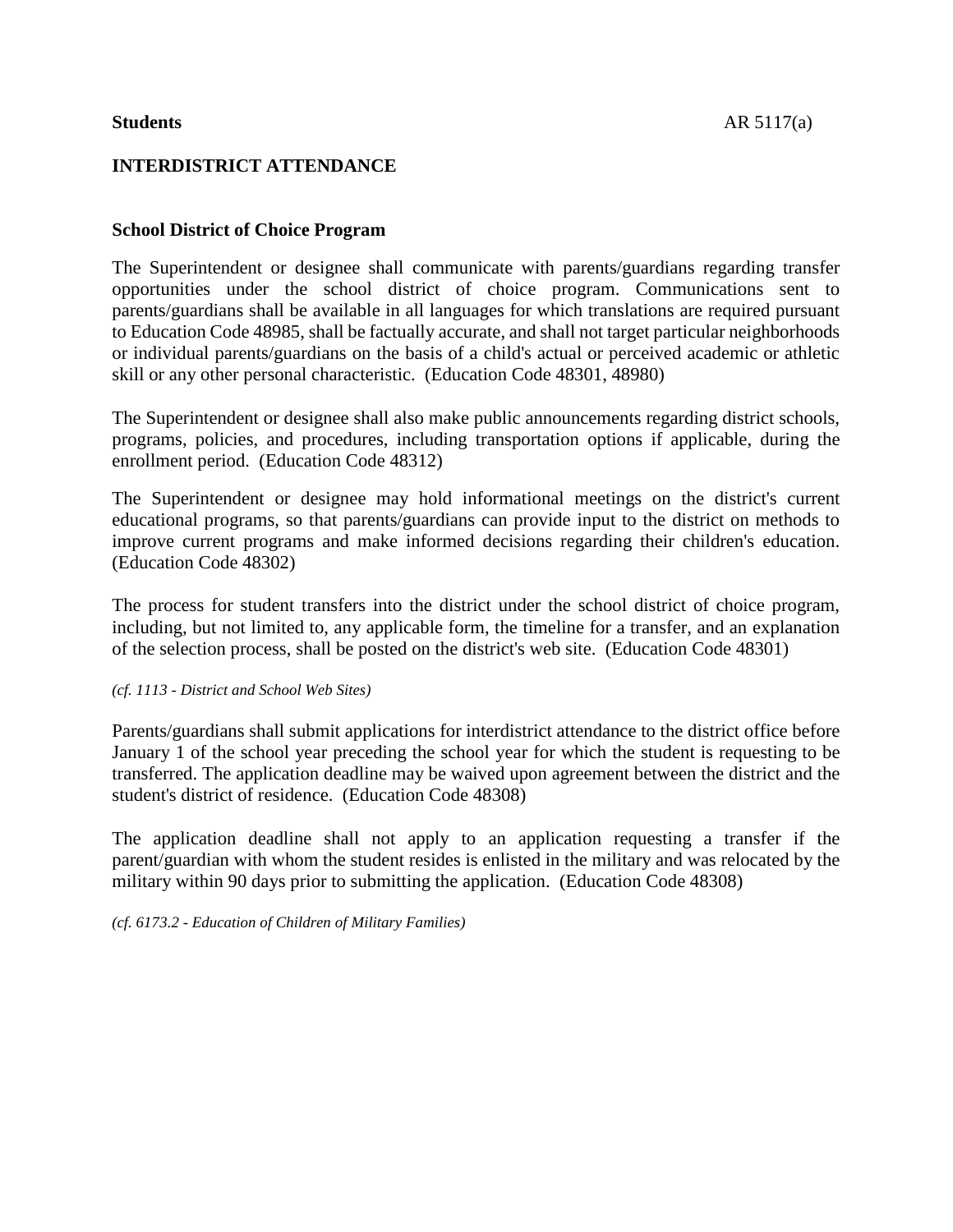**Students** AR 5117(a)

## INTERDISTRICT ATTENDANCE

### School District of Choice Program

The Superintendent or designee shall communicate with parents/guardians regarding transfer opportunities under the school district of choice program. Communications sent to parents/guardians shall be available in all languages for which translations are required pursuant to Education Code 48985, shall be factually accurate, and shall not target particular neighborhoods or individual parents/guardians on the basis of a child's actual or perceived academic or athletic skill or any other personal characteristic. (Education Code 48301, 48980)

The Superintendent or designee shall also make public announcements regarding district schools, programs, policies, and procedures, including transportation options if applicable, during the enrollment period. (Education Code 48312)

The Superintendent or designee may hold informational meetings on the district's current educational programs, so that parents/guardians can provide input to the district on methods to improve current programs and make informed decisions regarding their children's education. (Education Code 48302)

The process for student transfers into the district under the school district of choice program, including, but not limited to, any applicable form, the timeline for a transfer, and an explanation of the selection process, shall be posted on the district's web site. (Education Code 48301)

*(cf. 1113 - District and School Web Sites)*

Parents/guardians shall submit applications for interdistrict attendance to the district office before January 1 of the school year preceding the school year for which the student is requesting to be transferred. The application deadline may be waived upon agreement between the district and the student's district of residence. (Education Code 48308)

The application deadline shall not apply to an application requesting a transfer if the parent/guardian with whom the student resides is enlisted in the military and was relocated by the military within 90 days prior to submitting the application. (Education Code 48308)

*(cf. 6173.2 - Education of Children of Military Families)*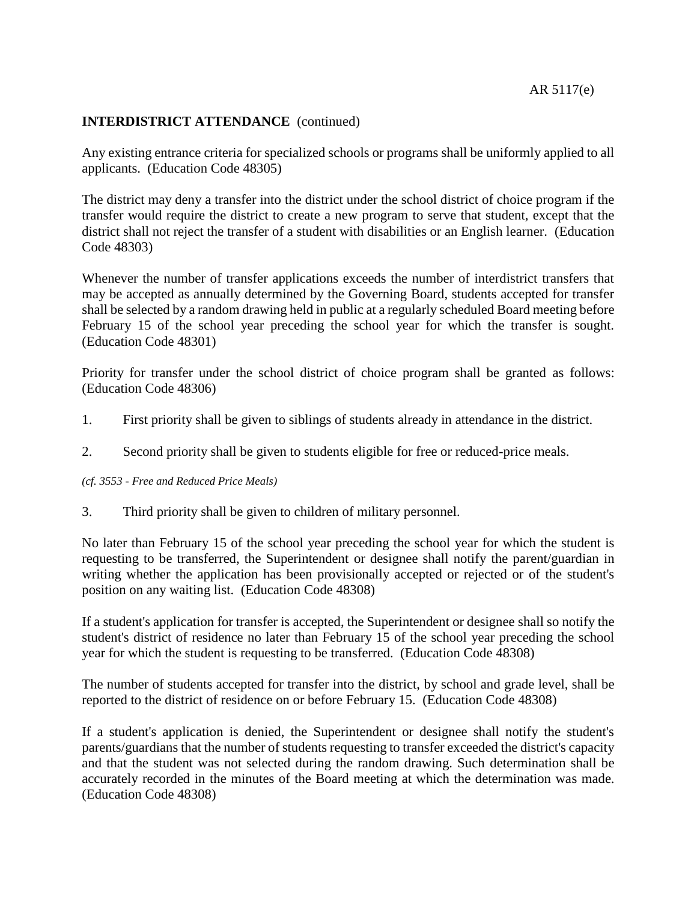## INTERDISTRICT ATTENDANCE (continued)

Any existing entrance criteria for specialized schools or programs shall be uniformly applied to all applicants. (Education Code 48305)

The district may deny a transfer into the district under the school district of choice program if the transfer would require the district to create a new program to serve that student, except that the district shall not reject the transfer of a student with disabilities or an English learner. (Education Code 48303)

Whenever the number of transfer applications exceeds the number of interdistrict transfers that may be accepted as annually determined by the Governing Board, students accepted for transfer shall be selected by a random drawing held in public at a regularly scheduled Board meeting before February 15 of the school year preceding the school year for which the transfer is sought. (Education Code 48301)

Priority for transfer under the school district of choice program shall be granted as follows: (Education Code 48306)

1. First priority shall be given to siblings of students already in attendance in the district.

2. Second priority shall be given to students eligible for free or reduced-price meals.

*(cf. 3553 - Free and Reduced Price Meals)*

3. Third priority shall be given to children of military personnel.

No later than February 15 of the school year preceding the school year for which the student is requesting to be transferred, the Superintendent or designee shall notify the parent/guardian in writing whether the application has been provisionally accepted or rejected or of the student's position on any waiting list. (Education Code 48308)

If a student's application for transfer is accepted, the Superintendent or designee shall so notify the student's district of residence no later than February 15 of the school year preceding the school year for which the student is requesting to be transferred. (Education Code 48308)

The number of students accepted for transfer into the district, by school and grade level, shall be reported to the district of residence on or before February 15. (Education Code 48308)

If a student's application is denied, the Superintendent or designee shall notify the student's parents/guardians that the number of students requesting to transfer exceeded the district's capacity and that the student was not selected during the random drawing. Such determination shall be accurately recorded in the minutes of the Board meeting at which the determination was made. (Education Code 48308)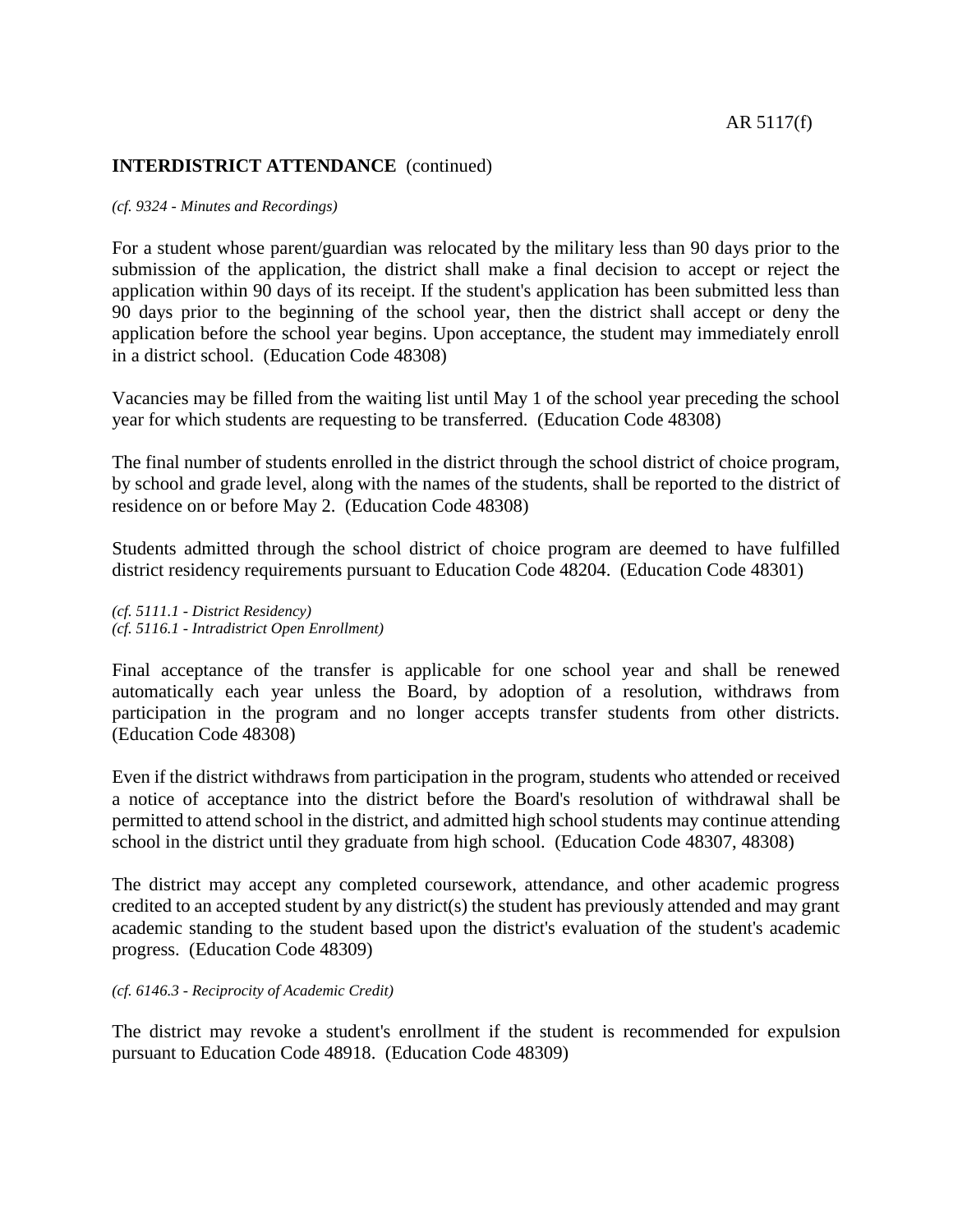**INTERDISTRICT ATTENDANCE** (continued)

*(cf. 9324 - Minutes and Recordings)*

For a student whose parent/guardian was relocated by the military less than 90 days prior to the submission of the application, the district shall make a final decision to accept or reject the application within 90 days of its receipt. If the student's application has been submitted less than 90 days prior to the beginning of the school year, then the district shall accept or deny the application before the school year begins. Upon acceptance, the student may immediately enroll in a district school. (Education Code 48308)

Vacancies may be filled from the waiting list until May 1 of the school year preceding the school year for which students are requesting to be transferred. (Education Code 48308)

The final number of students enrolled in the district through the school district of choice program, by school and grade level, along with the names of the students, shall be reported to the district of residence on or before May 2. (Education Code 48308)

Students admitted through the school district of choice program are deemed to have fulfilled district residency requirements pursuant to Education Code 48204. (Education Code 48301)

*(cf. 5111.1 - District Residency)*
*(cf. 5116.1 - Intradistrict Open Enrollment)*

Final acceptance of the transfer is applicable for one school year and shall be renewed automatically each year unless the Board, by adoption of a resolution, withdraws from participation in the program and no longer accepts transfer students from other districts. (Education Code 48308)

Even if the district withdraws from participation in the program, students who attended or received a notice of acceptance into the district before the Board's resolution of withdrawal shall be permitted to attend school in the district, and admitted high school students may continue attending school in the district until they graduate from high school. (Education Code 48307, 48308)

The district may accept any completed coursework, attendance, and other academic progress credited to an accepted student by any district(s) the student has previously attended and may grant academic standing to the student based upon the district's evaluation of the student's academic progress. (Education Code 48309)

*(cf. 6146.3 - Reciprocity of Academic Credit)*

The district may revoke a student's enrollment if the student is recommended for expulsion pursuant to Education Code 48918. (Education Code 48309)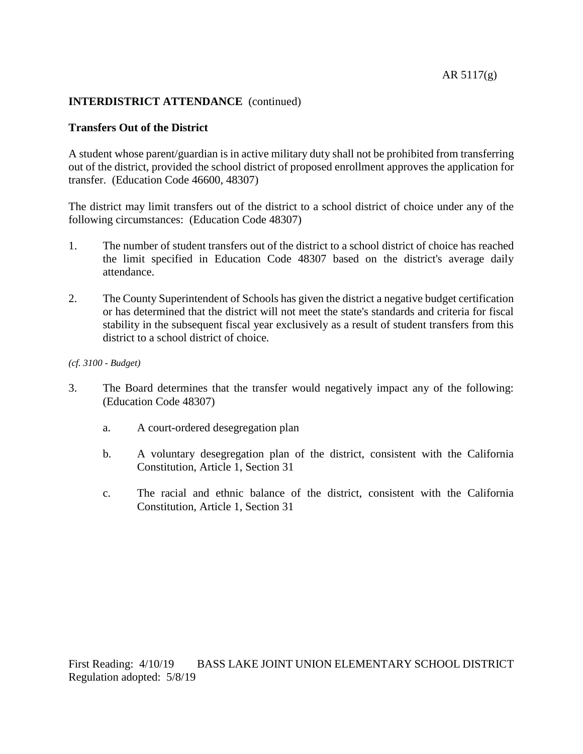## INTERDISTRICT ATTENDANCE (continued)

### Transfers Out of the District

A student whose parent/guardian is in active military duty shall not be prohibited from transferring out of the district, provided the school district of proposed enrollment approves the application for transfer. (Education Code 46600, 48307)

The district may limit transfers out of the district to a school district of choice under any of the following circumstances: (Education Code 48307)

1. The number of student transfers out of the district to a school district of choice has reached the limit specified in Education Code 48307 based on the district's average daily attendance.

2. The County Superintendent of Schools has given the district a negative budget certification or has determined that the district will not meet the state's standards and criteria for fiscal stability in the subsequent fiscal year exclusively as a result of student transfers from this district to a school district of choice.

*(cf. 3100 - Budget)*

3. The Board determines that the transfer would negatively impact any of the following: (Education Code 48307)

   a. A court-ordered desegregation plan

   b. A voluntary desegregation plan of the district, consistent with the California Constitution, Article 1, Section 31

   c. The racial and ethnic balance of the district, consistent with the California Constitution, Article 1, Section 31

First Reading: 4/10/19 BASS LAKE JOINT UNION ELEMENTARY SCHOOL DISTRICT
Regulation adopted: 5/8/19